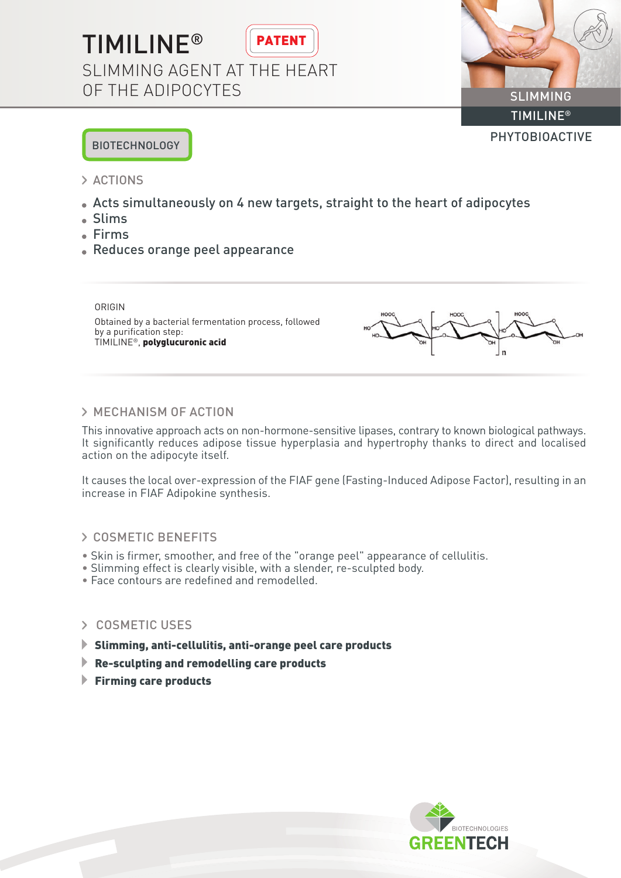# TIMILINE®

**PATENT**

SLIMMING AGENT AT THE HEART OF THE ADIPOCYTES

SLIMMING

TIMILINE®

PHYTOBIOACTIVE

BIOTECHNOLOGY

## ACTIONS

- Acts simultaneously on 4 new targets, straight to the heart of adipocytes
- Slims
- Firms
- Reduces orange peel appearance

ORIGIN

Obtained by a bacterial fermentation process, followed by a purification step:
TIMILINE®, **polyglucuronic acid**

## MECHANISM OF ACTION

This innovative approach acts on non-hormone-sensitive lipases, contrary to known biological pathways. It significantly reduces adipose tissue hyperplasia and hypertrophy thanks to direct and localised action on the adipocyte itself.

It causes the local over-expression of the FIAF gene (Fasting-Induced Adipose Factor), resulting in an increase in FIAF Adipokine synthesis.

## COSMETIC BENEFITS

- Skin is firmer, smoother, and free of the "orange peel" appearance of cellulitis.
- Slimming effect is clearly visible, with a slender, re-sculpted body.
- Face contours are redefined and remodelled.

## COSMETIC USES

- **Slimming, anti-cellulitis, anti-orange peel care products**
- **Re-sculpting and remodelling care products**
- **Firming care products**

BIOTECHNOLOGIES GREENTECH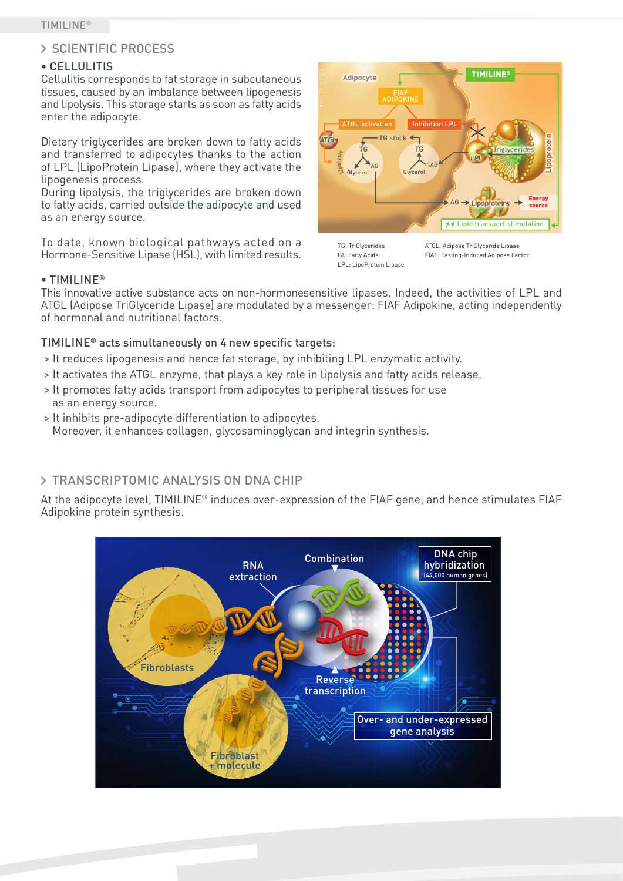## > SCIENTIFIC PROCESS

### • CELLULITIS

Cellulitis corresponds to fat storage in subcutaneous tissues, caused by an imbalance between lipogenesis and lipolysis. This storage starts as soon as fatty acids enter the adipocyte.

Dietary triglycerides are broken down to fatty acids and transferred to adipocytes thanks to the action of LPL (LipoProtein Lipase), where they activate the lipogenesis process.
During lipolysis, the triglycerides are broken down to fatty acids, carried outside the adipocyte and used as an energy source.

To date, known biological pathways acted on a Hormone-Sensitive Lipase (HSL), with limited results.

Adipocyte
TIMILINE®
FIAF ADIPOKINE
ATGL activation
Inhibition LPL
ATGL
TG stock
TG
TG
AG
AG
Glycerol
Glycerol
Lipolysis
LPL
Triglycerides
Lipoprotein
AG
Lipoproteins
Energy source
Lipid transport stimulation

TG: TriGlycerides
FA: Fatty Acids
LPL: LipoProtein Lipase
ATGL: Adipose TriGlyceride Lipase
FIAF: Fasting-Induced Adipose Factor

### • TIMILINE®

This innovative active substance acts on non-hormonesensitive lipases. Indeed, the activities of LPL and ATGL (Adipose TriGlyceride Lipase) are modulated by a messenger: FIAF Adipokine, acting independently of hormonal and nutritional factors.

TIMILINE® acts simultaneously on 4 new specific targets:

> It reduces lipogenesis and hence fat storage, by inhibiting LPL enzymatic activity.
> It activates the ATGL enzyme, that plays a key role in lipolysis and fatty acids release.
> It promotes fatty acids transport from adipocytes to peripheral tissues for use as an energy source.
> It inhibits pre-adipocyte differentiation to adipocytes.
Moreover, it enhances collagen, glycosaminoglycan and integrin synthesis.

## > TRANSCRIPTOMIC ANALYSIS ON DNA CHIP

At the adipocyte level, TIMILINE® induces over-expression of the FIAF gene, and hence stimulates FIAF Adipokine protein synthesis.

RNA extraction
Combination
DNA chip hybridization
(44,000 human genes)
Fibroblasts
Reverse transcription
Fibroblast + molecule
Over- and under-expressed gene analysis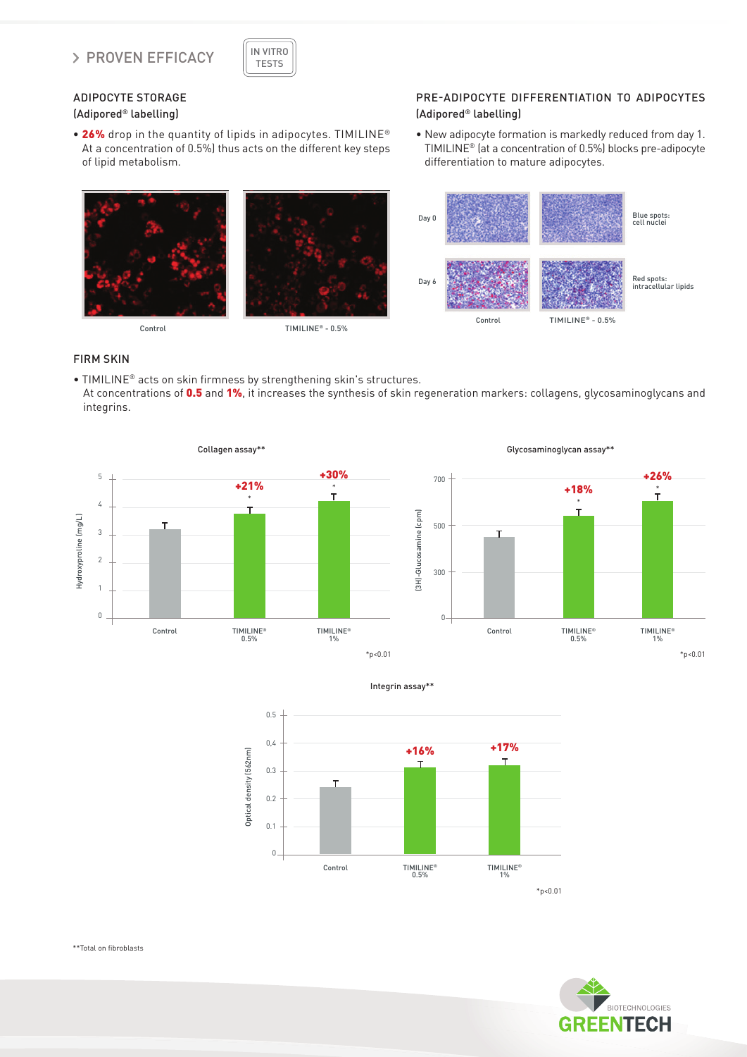## > PROVEN EFFICACY

IN VITRO TESTS

### ADIPOCYTE STORAGE
(Adipored® labelling)

- **26%** drop in the quantity of lipids in adipocytes. TIMILINE® At a concentration of 0.5%) thus acts on the different key steps of lipid metabolism.

Control

TIMILINE® - 0.5%

### PRE-ADIPOCYTE DIFFERENTIATION TO ADIPOCYTES
(Adipored® labelling)

- New adipocyte formation is markedly reduced from day 1. TIMILINE® (at a concentration of 0.5%) blocks pre-adipocyte differentiation to mature adipocytes.

Day 0

Day 6

Control

TIMILINE® - 0.5%

Blue spots: cell nuclei

Red spots: intracellular lipids

### FIRM SKIN

- TIMILINE® acts on skin firmness by strengthening skin's structures.
  At concentrations of **0.5** and **1%**, it increases the synthesis of skin regeneration markers: collagens, glycosaminoglycans and integrins.

Collagen assay**

Hydroxyproline (mg/L)

0, 1, 2, 3, 4, 5

+21% *

+30% *

Control, TIMILINE® 0.5%, TIMILINE® 1%

*p<0.01

Glycosaminoglycan assay**

(3H)-Glucosamine (cpm)

0, 300, 500, 700

+18% *

+26% *

Control, TIMILINE® 0.5%, TIMILINE® 1%

*p<0.01

Integrin assay**

Optical density (562nm)

0, 0.1, 0.2, 0.3, 0,4, 0.5

+16%

+17%

Control, TIMILINE® 0.5%, TIMILINE® 1%

*p<0.01

**Total on fibroblasts

BIOTECHNOLOGIES GREENTECH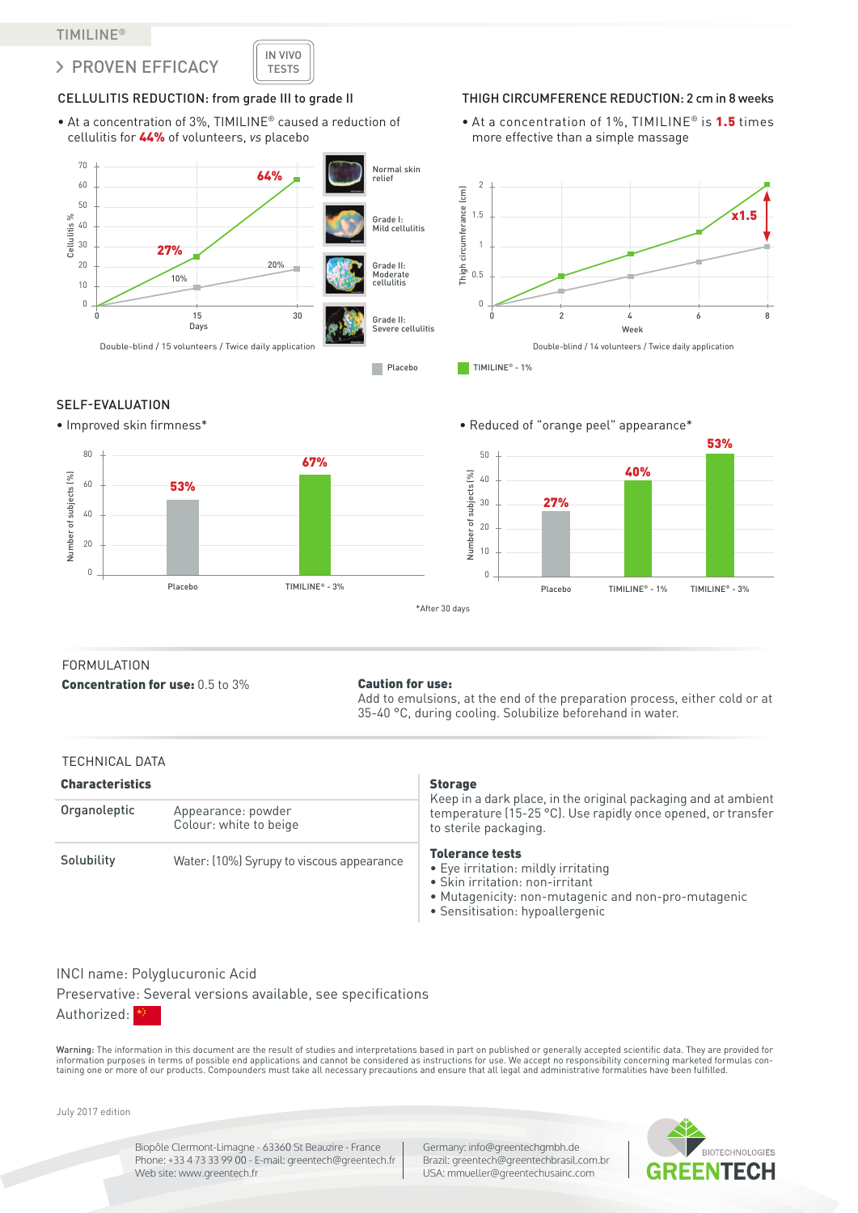TIMILINE®

## > PROVEN EFFICACY

IN VIVO TESTS

### CELLULITIS REDUCTION: from grade III to grade II

- At a concentration of 3%, TIMILINE® caused a reduction of cellulitis for **44%** of volunteers, *vs* placebo

70
60
50
40
30
20
10
0
Cellulitis %
64%
27%
20%
10%
0
15
Days
30

Normal skin relief
Grade I: Mild cellulitis
Grade II: Moderate cellulitis
Grade II: Severe cellulitis

Double-blind / 15 volunteers / Twice daily application

### THIGH CIRCUMFERENCE REDUCTION: 2 cm in 8 weeks

- At a concentration of 1%, TIMILINE® is **1.5** times more effective than a simple massage

Thigh circumferance (cm)
2
1.5
1
0.5
0
x1.5
0
2
4
6
8
Week

Double-blind / 14 volunteers / Twice daily application

Placebo
TIMILINE® - 1%

### SELF-EVALUATION

- Improved skin firmness*

Number of subjects (%)
80
60
40
20
0
53%
67%
Placebo
TIMILINE® - 3%

- Reduced of "orange peel" appearance*

Number of subjects (%)
50
40
30
20
10
0
27%
40%
53%
Placebo
TIMILINE® - 1%
TIMILINE® - 3%

*After 30 days

## FORMULATION

**Concentration for use:** 0.5 to 3%

**Caution for use:**
Add to emulsions, at the end of the preparation process, either cold or at 35-40 °C, during cooling. Solubilize beforehand in water.

## TECHNICAL DATA

| **Characteristics** | |
|---|---|
| Organoleptic | Appearance: powder<br>Colour: white to beige |
| Solubility | Water: (10%) Syrupy to viscous appearance |

**Storage**
Keep in a dark place, in the original packaging and at ambient temperature (15-25 °C). Use rapidly once opened, or transfer to sterile packaging.

**Tolerance tests**
- Eye irritation: mildly irritating
- Skin irritation: non-irritant
- Mutagenicity: non-mutagenic and non-pro-mutagenic
- Sensitisation: hypoallergenic

INCI name: Polyglucuronic Acid
Preservative: Several versions available, see specifications
Authorized:

**Warning:** The information in this document are the result of studies and interpretations based in part on published or generally accepted scientific data. They are provided for information purposes in terms of possible end applications and cannot be considered as instructions for use. We accept no responsibility concerning marketed formulas containing one or more of our products. Compounders must take all necessary precautions and ensure that all legal and administrative formalities have been fulfilled.

July 2017 edition

Biopôle Clermont-Limagne - 63360 St Beauzire - France
Phone: +33 4 73 33 99 00 - E-mail: greentech@greentech.fr
Web site: www.greentech.fr

Germany: info@greentechgmbh.de
Brazil: greentech@greentechbrasil.com.br
USA: mmueller@greentechusainc.com

BIOTECHNOLOGIES GREENTECH